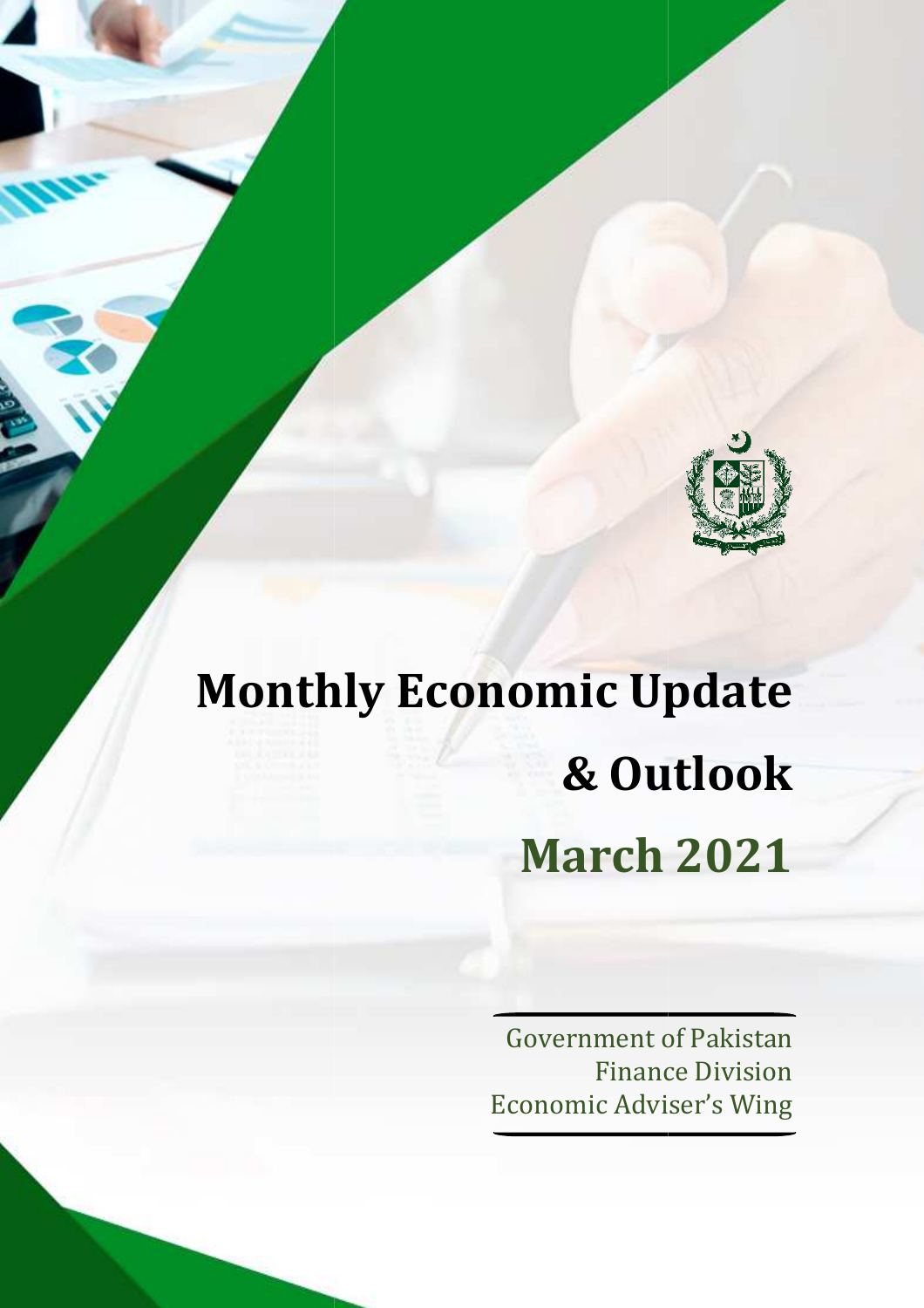# Monthly Economic Update & Outlook

## March 2021

Government of Pakistan
Finance Division
Economic Adviser's Wing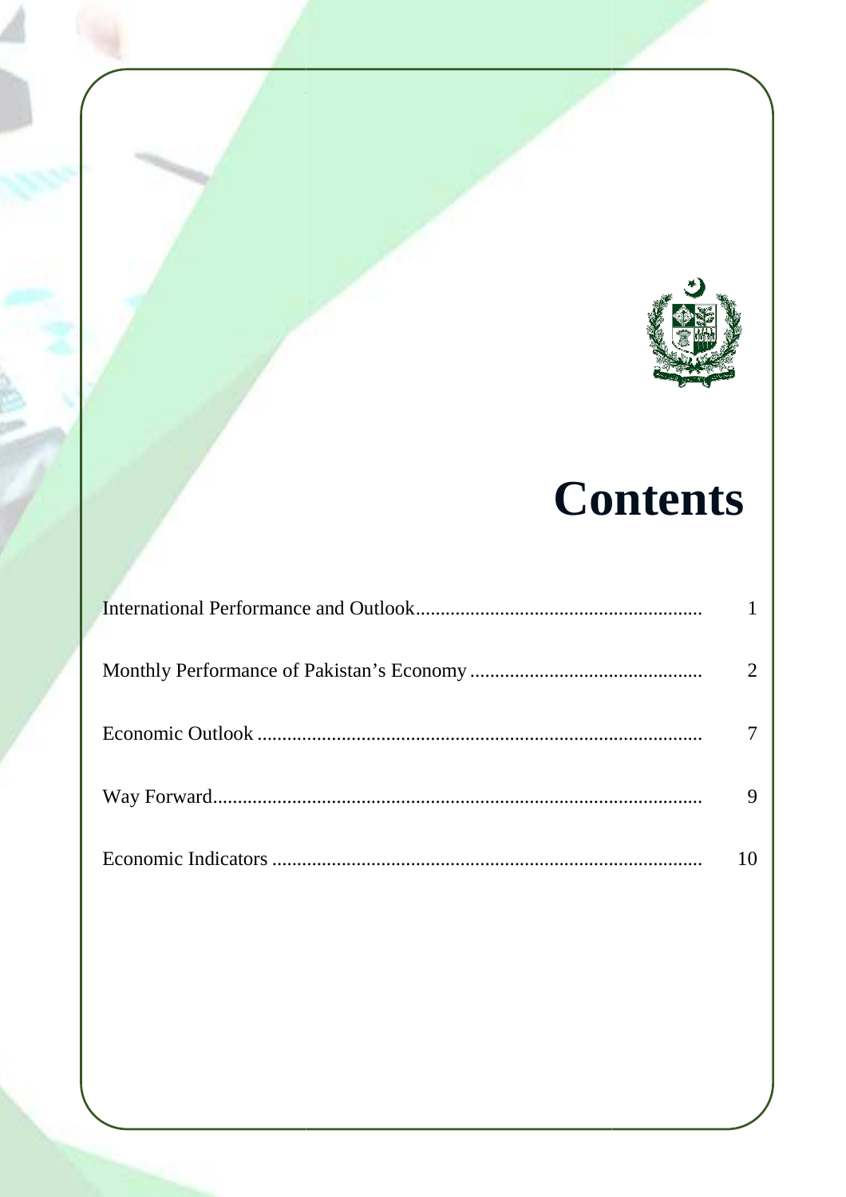# Contents

| | |
|---|---|
| International Performance and Outlook | 1 |
| Monthly Performance of Pakistan's Economy | 2 |
| Economic Outlook | 7 |
| Way Forward | 9 |
| Economic Indicators | 10 |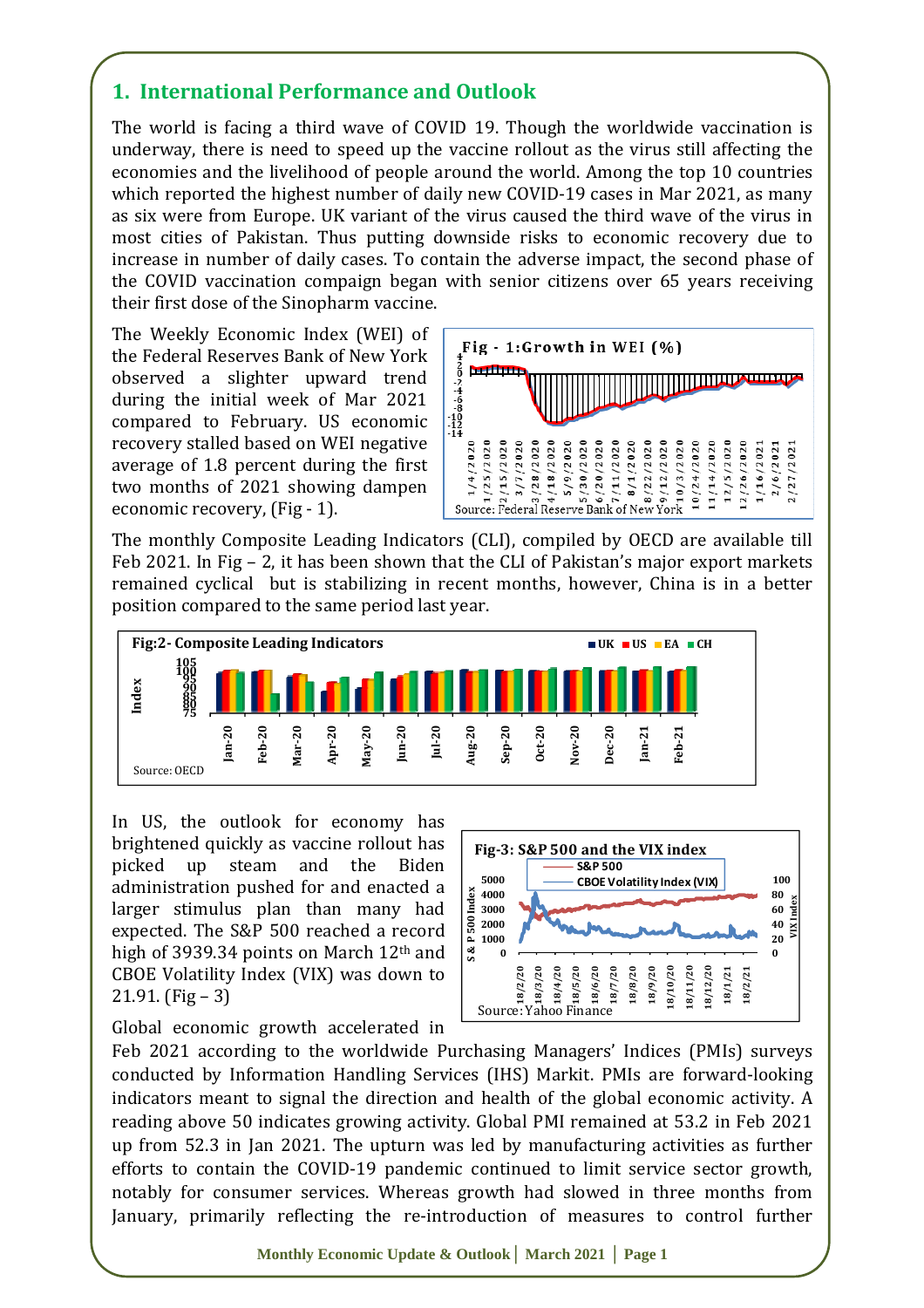## 1. International Performance and Outlook

The world is facing a third wave of COVID 19. Though the worldwide vaccination is underway, there is need to speed up the vaccine rollout as the virus still affecting the economies and the livelihood of people around the world. Among the top 10 countries which reported the highest number of daily new COVID-19 cases in Mar 2021, as many as six were from Europe. UK variant of the virus caused the third wave of the virus in most cities of Pakistan. Thus putting downside risks to economic recovery due to increase in number of daily cases. To contain the adverse impact, the second phase of the COVID vaccination compaign began with senior citizens over 65 years receiving their first dose of the Sinopharm vaccine.

The Weekly Economic Index (WEI) of the Federal Reserves Bank of New York observed a slighter upward trend during the initial week of Mar 2021 compared to February. US economic recovery stalled based on WEI negative average of 1.8 percent during the first two months of 2021 showing dampen economic recovery, (Fig - 1).

Fig - 1:Growth in WEI (%)

4
2
0
-2
-4
-6
-8
-10
-12
-14

1/4/2020
1/25/2020
2/15/2020
3/7/2020
3/28/2020
4/18/2020
5/9/2020
5/30/2020
6/20/2020
7/11/2020
8/1/2020
8/22/2020
9/12/2020
10/3/2020
10/24/2020
11/14/2020
12/5/2020
12/26/2020
1/16/2021
2/6/2021
2/27/2021

Source: Federal Reserve Bank of New York

The monthly Composite Leading Indicators (CLI), compiled by OECD are available till Feb 2021. In Fig – 2, it has been shown that the CLI of Pakistan's major export markets remained cyclical but is stabilizing in recent months, however, China is in a better position compared to the same period last year.

Fig:2- Composite Leading Indicators

UK US EA CH

Index

105
100
95
90
85
80
75

Jan-20
Feb-20
Mar-20
Apr-20
May-20
Jun-20
Jul-20
Aug-20
Sep-20
Oct-20
Nov-20
Dec-20
Jan-21
Feb-21

Source: OECD

In US, the outlook for economy has brightened quickly as vaccine rollout has picked up steam and the Biden administration pushed for and enacted a larger stimulus plan than many had expected. The S&P 500 reached a record high of 3939.34 points on March 12th and CBOE Volatility Index (VIX) was down to 21.91. (Fig – 3)

Fig-3: S&P 500 and the VIX index

S&P 500
CBOE Volatility Index (VIX)

S & P 500 Index

5000
4000
3000
2000
1000
0

VIX Index

100
80
60
40
20
0

18/2/20
18/3/20
18/4/20
18/5/20
18/6/20
18/7/20
18/8/20
18/9/20
18/10/20
18/11/20
18/12/20
18/1/21
18/2/21

Source: Yahoo Finance

Global economic growth accelerated in Feb 2021 according to the worldwide Purchasing Managers' Indices (PMIs) surveys conducted by Information Handling Services (IHS) Markit. PMIs are forward-looking indicators meant to signal the direction and health of the global economic activity. A reading above 50 indicates growing activity. Global PMI remained at 53.2 in Feb 2021 up from 52.3 in Jan 2021. The upturn was led by manufacturing activities as further efforts to contain the COVID-19 pandemic continued to limit service sector growth, notably for consumer services. Whereas growth had slowed in three months from January, primarily reflecting the re-introduction of measures to control further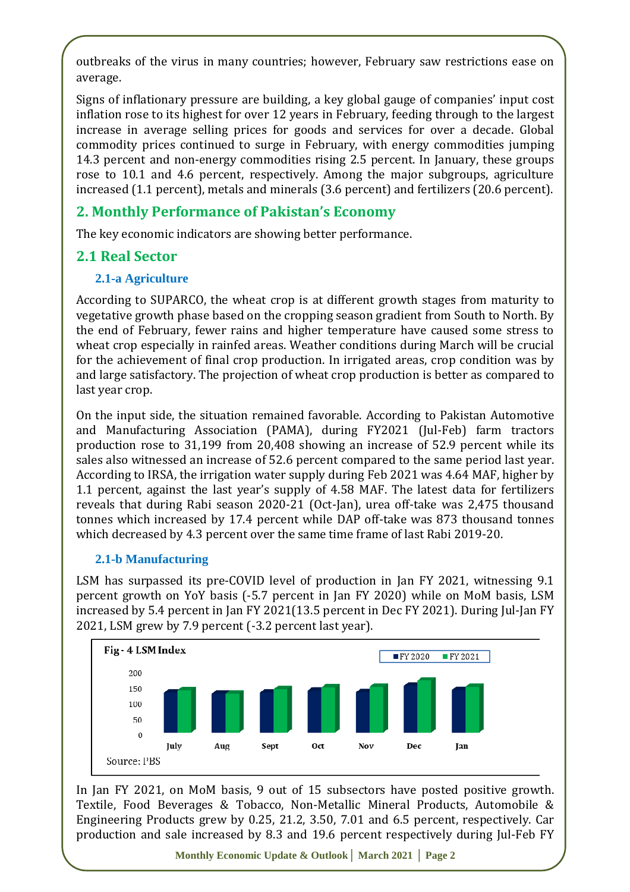outbreaks of the virus in many countries; however, February saw restrictions ease on average.

Signs of inflationary pressure are building, a key global gauge of companies' input cost inflation rose to its highest for over 12 years in February, feeding through to the largest increase in average selling prices for goods and services for over a decade. Global commodity prices continued to surge in February, with energy commodities jumping 14.3 percent and non-energy commodities rising 2.5 percent. In January, these groups rose to 10.1 and 4.6 percent, respectively. Among the major subgroups, agriculture increased (1.1 percent), metals and minerals (3.6 percent) and fertilizers (20.6 percent).

## 2. Monthly Performance of Pakistan's Economy

The key economic indicators are showing better performance.

## 2.1 Real Sector

### 2.1-a Agriculture

According to SUPARCO, the wheat crop is at different growth stages from maturity to vegetative growth phase based on the cropping season gradient from South to North. By the end of February, fewer rains and higher temperature have caused some stress to wheat crop especially in rainfed areas. Weather conditions during March will be crucial for the achievement of final crop production. In irrigated areas, crop condition was by and large satisfactory. The projection of wheat crop production is better as compared to last year crop.

On the input side, the situation remained favorable. According to Pakistan Automotive and Manufacturing Association (PAMA), during FY2021 (Jul-Feb) farm tractors production rose to 31,199 from 20,408 showing an increase of 52.9 percent while its sales also witnessed an increase of 52.6 percent compared to the same period last year. According to IRSA, the irrigation water supply during Feb 2021 was 4.64 MAF, higher by 1.1 percent, against the last year's supply of 4.58 MAF. The latest data for fertilizers reveals that during Rabi season 2020-21 (Oct-Jan), urea off-take was 2,475 thousand tonnes which increased by 17.4 percent while DAP off-take was 873 thousand tonnes which decreased by 4.3 percent over the same time frame of last Rabi 2019-20.

### 2.1-b Manufacturing

LSM has surpassed its pre-COVID level of production in Jan FY 2021, witnessing 9.1 percent growth on YoY basis (-5.7 percent in Jan FY 2020) while on MoM basis, LSM increased by 5.4 percent in Jan FY 2021(13.5 percent in Dec FY 2021). During Jul-Jan FY 2021, LSM grew by 7.9 percent (-3.2 percent last year).

Fig - 4 LSM Index

FY 2020 FY 2021

200
150
100
50
0

July Aug Sept Oct Nov Dec Jan

Source: PBS

In Jan FY 2021, on MoM basis, 9 out of 15 subsectors have posted positive growth. Textile, Food Beverages & Tobacco, Non-Metallic Mineral Products, Automobile & Engineering Products grew by 0.25, 21.2, 3.50, 7.01 and 6.5 percent, respectively. Car production and sale increased by 8.3 and 19.6 percent respectively during Jul-Feb FY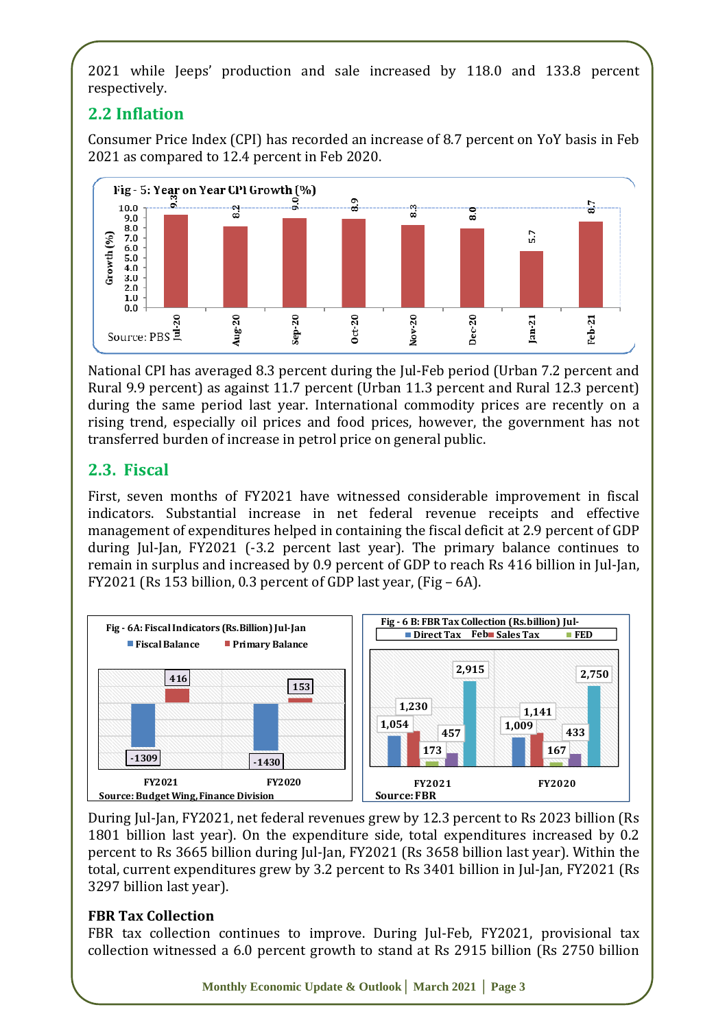2021 while Jeeps' production and sale increased by 118.0 and 133.8 percent respectively.

## 2.2 Inflation

Consumer Price Index (CPI) has recorded an increase of 8.7 percent on YoY basis in Feb 2021 as compared to 12.4 percent in Feb 2020.

Fig - 5: Year on Year CPI Growth (%)

Growth (%)

10.0
9.0
8.0
7.0
6.0
5.0
4.0
3.0
2.0
1.0
0.0

9.3
8.2
9.0
8.9
8.3
8.0
5.7
8.7

Jul-20
Aug-20
Sep-20
Oct-20
Nov-20
Dec-20
Jan-21
Feb-21

Source: PBS

National CPI has averaged 8.3 percent during the Jul-Feb period (Urban 7.2 percent and Rural 9.9 percent) as against 11.7 percent (Urban 11.3 percent and Rural 12.3 percent) during the same period last year. International commodity prices are recently on a rising trend, especially oil prices and food prices, however, the government has not transferred burden of increase in petrol price on general public.

## 2.3. Fiscal

First, seven months of FY2021 have witnessed considerable improvement in fiscal indicators. Substantial increase in net federal revenue receipts and effective management of expenditures helped in containing the fiscal deficit at 2.9 percent of GDP during Jul-Jan, FY2021 (-3.2 percent last year). The primary balance continues to remain in surplus and increased by 0.9 percent of GDP to reach Rs 416 billion in Jul-Jan, FY2021 (Rs 153 billion, 0.3 percent of GDP last year, (Fig – 6A).

Fig - 6A: Fiscal Indicators (Rs.Billion) Jul-Jan

Fiscal Balance
Primary Balance

416
153
-1309
-1430

FY2021
FY2020

Source: Budget Wing, Finance Division

Fig - 6 B: FBR Tax Collection (Rs.billion) Jul-Feb

Direct Tax
Sales Tax
FED

1,054
1,230
173
457
2,915
1,009
1,141
167
433
2,750

FY2021
FY2020

Source: FBR

During Jul-Jan, FY2021, net federal revenues grew by 12.3 percent to Rs 2023 billion (Rs 1801 billion last year). On the expenditure side, total expenditures increased by 0.2 percent to Rs 3665 billion during Jul-Jan, FY2021 (Rs 3658 billion last year). Within the total, current expenditures grew by 3.2 percent to Rs 3401 billion in Jul-Jan, FY2021 (Rs 3297 billion last year).

**FBR Tax Collection**

FBR tax collection continues to improve. During Jul-Feb, FY2021, provisional tax collection witnessed a 6.0 percent growth to stand at Rs 2915 billion (Rs 2750 billion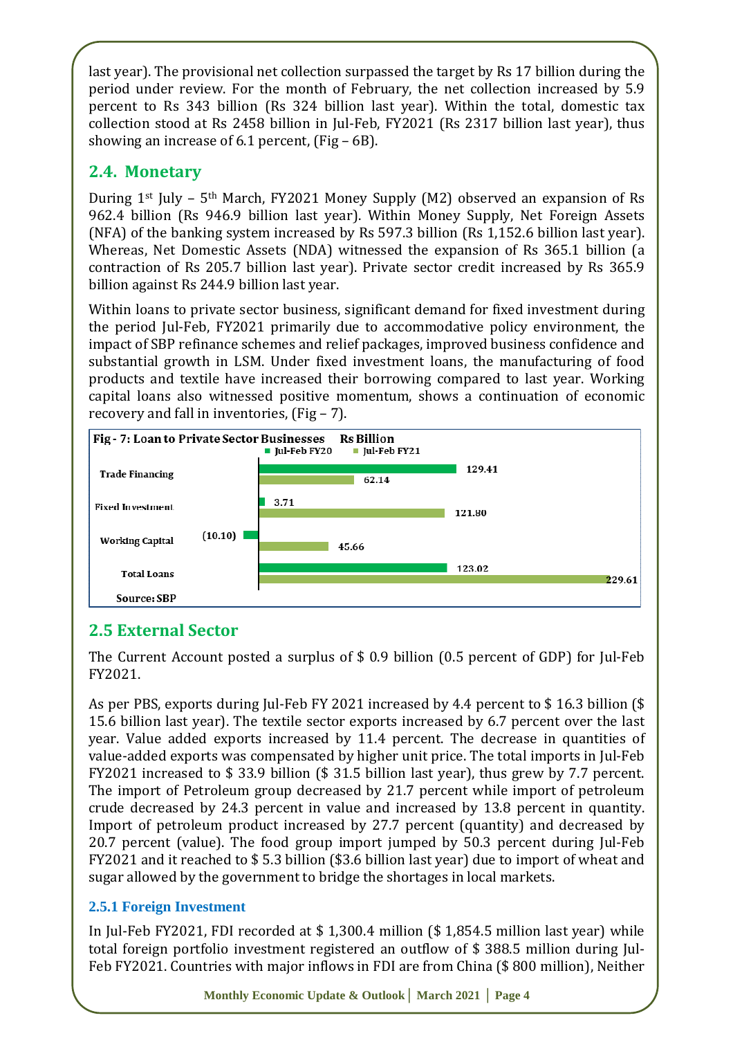last year). The provisional net collection surpassed the target by Rs 17 billion during the period under review. For the month of February, the net collection increased by 5.9 percent to Rs 343 billion (Rs 324 billion last year). Within the total, domestic tax collection stood at Rs 2458 billion in Jul-Feb, FY2021 (Rs 2317 billion last year), thus showing an increase of 6.1 percent, (Fig – 6B).

## 2.4. Monetary

During 1st July – 5th March, FY2021 Money Supply (M2) observed an expansion of Rs 962.4 billion (Rs 946.9 billion last year). Within Money Supply, Net Foreign Assets (NFA) of the banking system increased by Rs 597.3 billion (Rs 1,152.6 billion last year). Whereas, Net Domestic Assets (NDA) witnessed the expansion of Rs 365.1 billion (a contraction of Rs 205.7 billion last year). Private sector credit increased by Rs 365.9 billion against Rs 244.9 billion last year.

Within loans to private sector business, significant demand for fixed investment during the period Jul-Feb, FY2021 primarily due to accommodative policy environment, the impact of SBP refinance schemes and relief packages, improved business confidence and substantial growth in LSM. Under fixed investment loans, the manufacturing of food products and textile have increased their borrowing compared to last year. Working capital loans also witnessed positive momentum, shows a continuation of economic recovery and fall in inventories, (Fig – 7).

**Fig - 7: Loan to Private Sector Businesses** Rs Billion

Jul-Feb FY20
Jul-Feb FY21

Trade Financing
129.41
62.14

Fixed Investment
3.71
121.80

Working Capital
(10.10)
45.66

Total Loans
123.02
229.61

Source: SBP

## 2.5 External Sector

The Current Account posted a surplus of $ 0.9 billion (0.5 percent of GDP) for Jul-Feb FY2021.

As per PBS, exports during Jul-Feb FY 2021 increased by 4.4 percent to $ 16.3 billion ($ 15.6 billion last year). The textile sector exports increased by 6.7 percent over the last year. Value added exports increased by 11.4 percent. The decrease in quantities of value-added exports was compensated by higher unit price. The total imports in Jul-Feb FY2021 increased to $ 33.9 billion ($ 31.5 billion last year), thus grew by 7.7 percent. The import of Petroleum group decreased by 21.7 percent while import of petroleum crude decreased by 24.3 percent in value and increased by 13.8 percent in quantity. Import of petroleum product increased by 27.7 percent (quantity) and decreased by 20.7 percent (value). The food group import jumped by 50.3 percent during Jul-Feb FY2021 and it reached to $ 5.3 billion ($3.6 billion last year) due to import of wheat and sugar allowed by the government to bridge the shortages in local markets.

### 2.5.1 Foreign Investment

In Jul-Feb FY2021, FDI recorded at $ 1,300.4 million ($ 1,854.5 million last year) while total foreign portfolio investment registered an outflow of $ 388.5 million during Jul-Feb FY2021. Countries with major inflows in FDI are from China ($ 800 million), Neither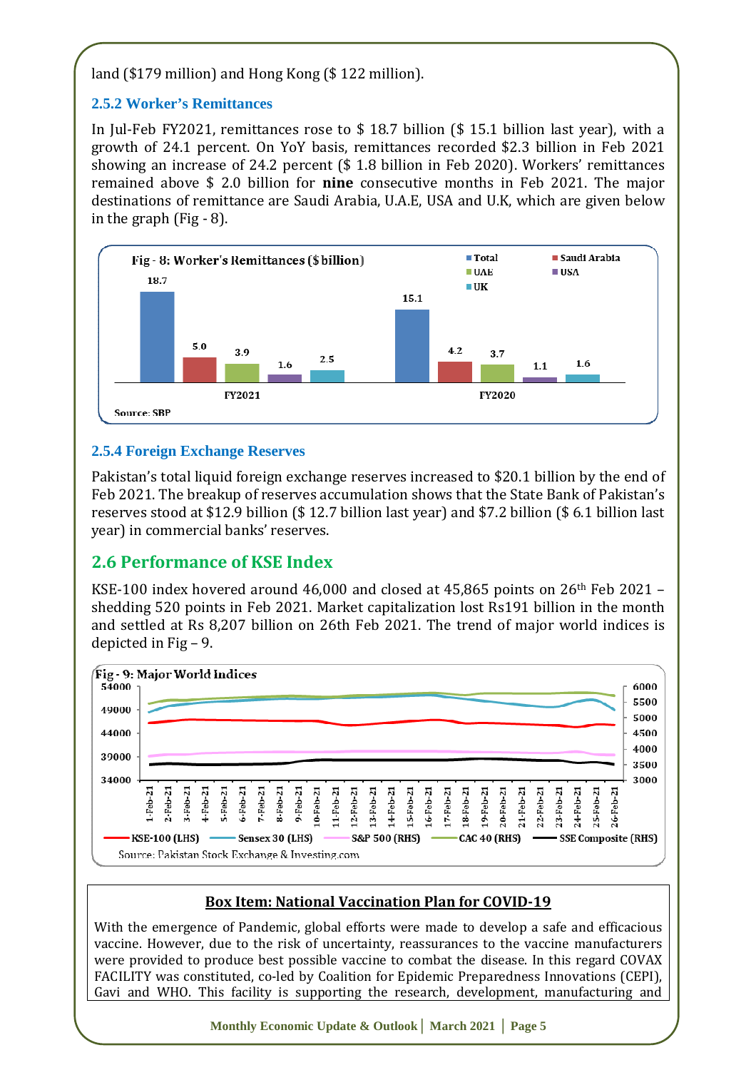land ($179 million) and Hong Kong ($ 122 million).

### 2.5.2 Worker's Remittances

In Jul-Feb FY2021, remittances rose to $ 18.7 billion ($ 15.1 billion last year), with a growth of 24.1 percent. On YoY basis, remittances recorded $2.3 billion in Feb 2021 showing an increase of 24.2 percent ($ 1.8 billion in Feb 2020). Workers' remittances remained above $ 2.0 billion for **nine** consecutive months in Feb 2021. The major destinations of remittance are Saudi Arabia, U.A.E, USA and U.K, which are given below in the graph (Fig - 8).

Fig - 8: Worker's Remittances ($ billion)

Total, Saudi Arabia, UAE, USA, UK

FY2021: 18.7, 5.0, 3.9, 1.6, 2.5

FY2020: 15.1, 4.2, 3.7, 1.1, 1.6

Source: SBP

### 2.5.4 Foreign Exchange Reserves

Pakistan's total liquid foreign exchange reserves increased to $20.1 billion by the end of Feb 2021. The breakup of reserves accumulation shows that the State Bank of Pakistan's reserves stood at $12.9 billion ($ 12.7 billion last year) and $7.2 billion ($ 6.1 billion last year) in commercial banks' reserves.

## 2.6 Performance of KSE Index

KSE-100 index hovered around 46,000 and closed at 45,865 points on 26th Feb 2021 – shedding 520 points in Feb 2021. Market capitalization lost Rs191 billion in the month and settled at Rs 8,207 billion on 26th Feb 2021. The trend of major world indices is depicted in Fig – 9.

Fig - 9: Major World Indices

54000, 49000, 44000, 39000, 34000

6000, 5500, 5000, 4500, 4000, 3500, 3000

1-Feb-21, 2-Feb-21, 3-Feb-21, 4-Feb-21, 5-Feb-21, 6-Feb-21, 7-Feb-21, 8-Feb-21, 9-Feb-21, 10-Feb-21, 11-Feb-21, 12-Feb-21, 13-Feb-21, 14-Feb-21, 15-Feb-21, 16-Feb-21, 17-Feb-21, 18-Feb-21, 19-Feb-21, 20-Feb-21, 21-Feb-21, 22-Feb-21, 23-Feb-21, 24-Feb-21, 25-Feb-21, 26-Feb-21

KSE-100 (LHS), Sensex 30 (LHS), S&P 500 (RHS), CAC 40 (RHS), SSE Composite (RHS)

Source: Pakistan Stock Exchange & Investing.com

**Box Item: National Vaccination Plan for COVID-19**

With the emergence of Pandemic, global efforts were made to develop a safe and efficacious vaccine. However, due to the risk of uncertainty, reassurances to the vaccine manufacturers were provided to produce best possible vaccine to combat the disease. In this regard COVAX FACILITY was constituted, co-led by Coalition for Epidemic Preparedness Innovations (CEPI), Gavi and WHO. This facility is supporting the research, development, manufacturing and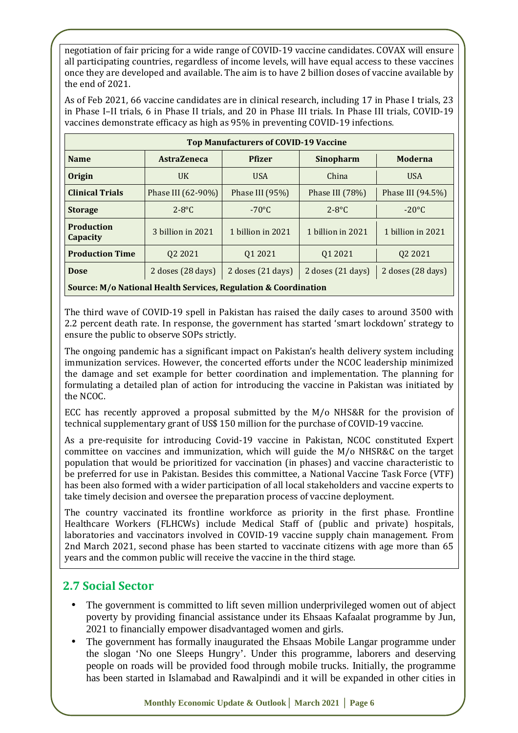negotiation of fair pricing for a wide range of COVID-19 vaccine candidates. COVAX will ensure all participating countries, regardless of income levels, will have equal access to these vaccines once they are developed and available. The aim is to have 2 billion doses of vaccine available by the end of 2021.

As of Feb 2021, 66 vaccine candidates are in clinical research, including 17 in Phase I trials, 23 in Phase I–II trials, 6 in Phase II trials, and 20 in Phase III trials. In Phase III trials, COVID-19 vaccines demonstrate efficacy as high as 95% in preventing COVID-19 infections.

| Top Manufacturers of COVID-19 Vaccine | | | | |
|---|---|---|---|---|
| **Name** | **AstraZeneca** | **Pfizer** | **Sinopharm** | **Moderna** |
| **Origin** | UK | USA | China | USA |
| **Clinical Trials** | Phase III (62-90%) | Phase III (95%) | Phase III (78%) | Phase III (94.5%) |
| **Storage** | 2-8°C | -70°C | 2-8°C | -20°C |
| **Production Capacity** | 3 billion in 2021 | 1 billion in 2021 | 1 billion in 2021 | 1 billion in 2021 |
| **Production Time** | Q2 2021 | Q1 2021 | Q1 2021 | Q2 2021 |
| **Dose** | 2 doses (28 days) | 2 doses (21 days) | 2 doses (21 days) | 2 doses (28 days) |

**Source: M/o National Health Services, Regulation & Coordination**

The third wave of COVID-19 spell in Pakistan has raised the daily cases to around 3500 with 2.2 percent death rate. In response, the government has started 'smart lockdown' strategy to ensure the public to observe SOPs strictly.

The ongoing pandemic has a significant impact on Pakistan's health delivery system including immunization services. However, the concerted efforts under the NCOC leadership minimized the damage and set example for better coordination and implementation. The planning for formulating a detailed plan of action for introducing the vaccine in Pakistan was initiated by the NCOC.

ECC has recently approved a proposal submitted by the M/o NHS&R for the provision of technical supplementary grant of US$ 150 million for the purchase of COVID-19 vaccine.

As a pre-requisite for introducing Covid-19 vaccine in Pakistan, NCOC constituted Expert committee on vaccines and immunization, which will guide the M/o NHSR&C on the target population that would be prioritized for vaccination (in phases) and vaccine characteristic to be preferred for use in Pakistan. Besides this committee, a National Vaccine Task Force (VTF) has been also formed with a wider participation of all local stakeholders and vaccine experts to take timely decision and oversee the preparation process of vaccine deployment.

The country vaccinated its frontline workforce as priority in the first phase. Frontline Healthcare Workers (FLHCWs) include Medical Staff of (public and private) hospitals, laboratories and vaccinators involved in COVID-19 vaccine supply chain management. From 2nd March 2021, second phase has been started to vaccinate citizens with age more than 65 years and the common public will receive the vaccine in the third stage.

## 2.7 Social Sector

- The government is committed to lift seven million underprivileged women out of abject poverty by providing financial assistance under its Ehsaas Kafaalat programme by Jun, 2021 to financially empower disadvantaged women and girls.
- The government has formally inaugurated the Ehsaas Mobile Langar programme under the slogan 'No one Sleeps Hungry'. Under this programme, laborers and deserving people on roads will be provided food through mobile trucks. Initially, the programme has been started in Islamabad and Rawalpindi and it will be expanded in other cities in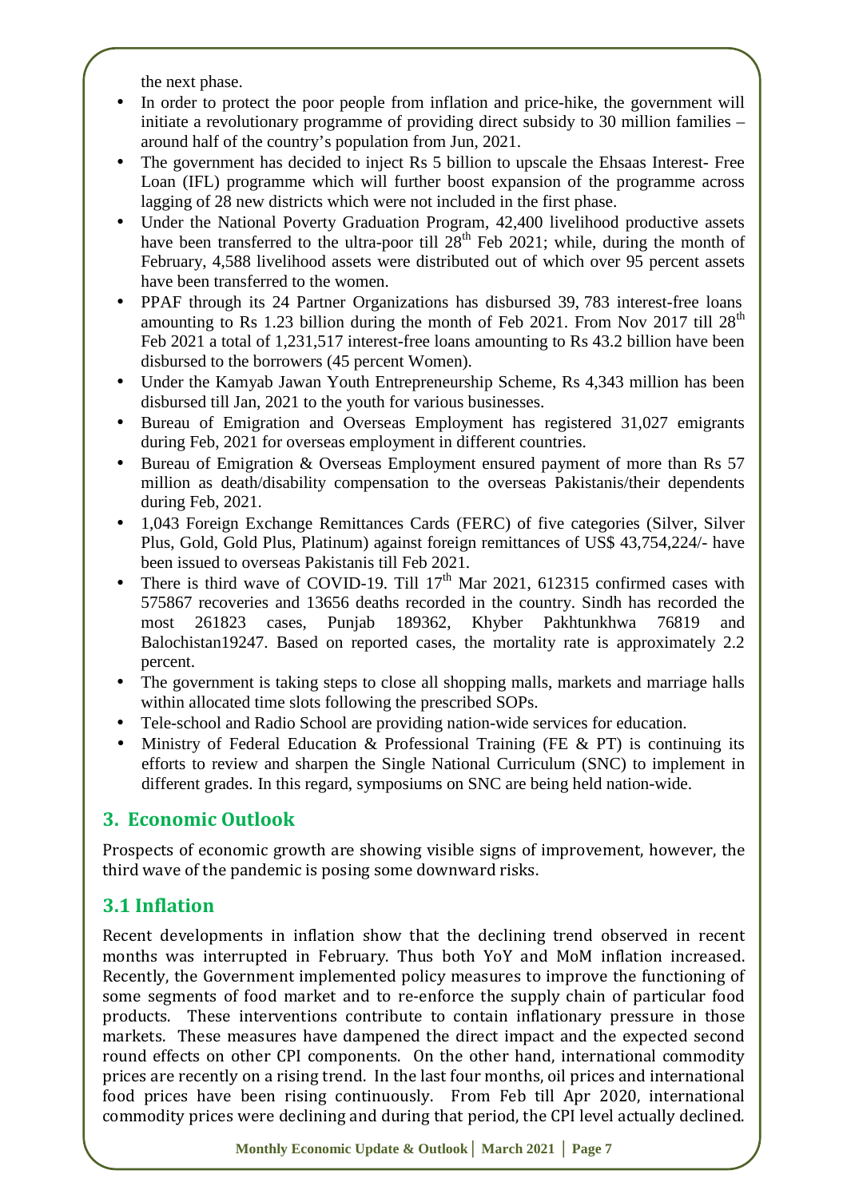the next phase.

- In order to protect the poor people from inflation and price-hike, the government will initiate a revolutionary programme of providing direct subsidy to 30 million families – around half of the country's population from Jun, 2021.
- The government has decided to inject Rs 5 billion to upscale the Ehsaas Interest- Free Loan (IFL) programme which will further boost expansion of the programme across lagging of 28 new districts which were not included in the first phase.
- Under the National Poverty Graduation Program, 42,400 livelihood productive assets have been transferred to the ultra-poor till 28th Feb 2021; while, during the month of February, 4,588 livelihood assets were distributed out of which over 95 percent assets have been transferred to the women.
- PPAF through its 24 Partner Organizations has disbursed 39, 783 interest-free loans amounting to Rs 1.23 billion during the month of Feb 2021. From Nov 2017 till 28th Feb 2021 a total of 1,231,517 interest-free loans amounting to Rs 43.2 billion have been disbursed to the borrowers (45 percent Women).
- Under the Kamyab Jawan Youth Entrepreneurship Scheme, Rs 4,343 million has been disbursed till Jan, 2021 to the youth for various businesses.
- Bureau of Emigration and Overseas Employment has registered 31,027 emigrants during Feb, 2021 for overseas employment in different countries.
- Bureau of Emigration & Overseas Employment ensured payment of more than Rs 57 million as death/disability compensation to the overseas Pakistanis/their dependents during Feb, 2021.
- 1,043 Foreign Exchange Remittances Cards (FERC) of five categories (Silver, Silver Plus, Gold, Gold Plus, Platinum) against foreign remittances of US$ 43,754,224/- have been issued to overseas Pakistanis till Feb 2021.
- There is third wave of COVID-19. Till 17th Mar 2021, 612315 confirmed cases with 575867 recoveries and 13656 deaths recorded in the country. Sindh has recorded the most 261823 cases, Punjab 189362, Khyber Pakhtunkhwa 76819 and Balochistan19247. Based on reported cases, the mortality rate is approximately 2.2 percent.
- The government is taking steps to close all shopping malls, markets and marriage halls within allocated time slots following the prescribed SOPs.
- Tele-school and Radio School are providing nation-wide services for education.
- Ministry of Federal Education & Professional Training (FE & PT) is continuing its efforts to review and sharpen the Single National Curriculum (SNC) to implement in different grades. In this regard, symposiums on SNC are being held nation-wide.

## 3. Economic Outlook

Prospects of economic growth are showing visible signs of improvement, however, the third wave of the pandemic is posing some downward risks.

## 3.1 Inflation

Recent developments in inflation show that the declining trend observed in recent months was interrupted in February. Thus both YoY and MoM inflation increased. Recently, the Government implemented policy measures to improve the functioning of some segments of food market and to re-enforce the supply chain of particular food products. These interventions contribute to contain inflationary pressure in those markets. These measures have dampened the direct impact and the expected second round effects on other CPI components. On the other hand, international commodity prices are recently on a rising trend. In the last four months, oil prices and international food prices have been rising continuously. From Feb till Apr 2020, international commodity prices were declining and during that period, the CPI level actually declined.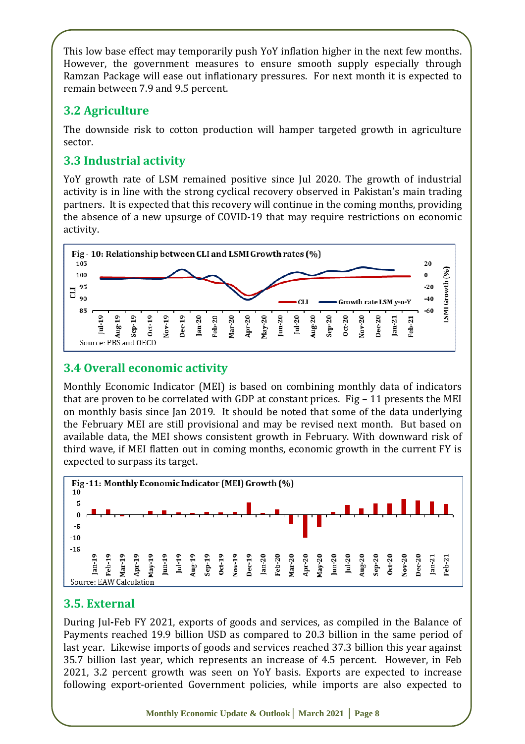This low base effect may temporarily push YoY inflation higher in the next few months. However, the government measures to ensure smooth supply especially through Ramzan Package will ease out inflationary pressures. For next month it is expected to remain between 7.9 and 9.5 percent.

## 3.2 Agriculture

The downside risk to cotton production will hamper targeted growth in agriculture sector.

## 3.3 Industrial activity

YoY growth rate of LSM remained positive since Jul 2020. The growth of industrial activity is in line with the strong cyclical recovery observed in Pakistan's main trading partners. It is expected that this recovery will continue in the coming months, providing the absence of a new upsurge of COVID-19 that may require restrictions on economic activity.

**Fig - 10: Relationship between CLI and LSMI Growth rates (%)**

CLI: 105, 100, 95, 90, 85

LSMI Growth (%): 20, 0, -20, -40, -60

CLI — Growth rate LSM y-o-Y

Jul-19, Aug-19, Sep-19, Oct-19, Nov-19, Dec-19, Jan-20, Feb-20, Mar-20, Apr-20, May-20, Jun-20, Jul-20, Aug-20, Sep-20, Oct-20, Nov-20, Dec-20, Jan-21, Feb-21

Source: PBS and OECD

## 3.4 Overall economic activity

Monthly Economic Indicator (MEI) is based on combining monthly data of indicators that are proven to be correlated with GDP at constant prices. Fig – 11 presents the MEI on monthly basis since Jan 2019. It should be noted that some of the data underlying the February MEI are still provisional and may be revised next month. But based on available data, the MEI shows consistent growth in February. With downward risk of third wave, if MEI flatten out in coming months, economic growth in the current FY is expected to surpass its target.

**Fig -11: Monthly Economic Indicator (MEI) Growth (%)**

10, 5, 0, -5, -10, -15

Jan-19, Feb-19, Mar-19, Apr-19, May-19, Jun-19, Jul-19, Aug-19, Sep-19, Oct-19, Nov-19, Dec-19, Jan-20, Feb-20, Mar-20, Apr-20, May-20, Jun-20, Jul-20, Aug-20, Sep-20, Oct-20, Nov-20, Dec-20, Jan-21, Feb-21

Source: EAW Calculation

## 3.5. External

During Jul-Feb FY 2021, exports of goods and services, as compiled in the Balance of Payments reached 19.9 billion USD as compared to 20.3 billion in the same period of last year. Likewise imports of goods and services reached 37.3 billion this year against 35.7 billion last year, which represents an increase of 4.5 percent. However, in Feb 2021, 3.2 percent growth was seen on YoY basis. Exports are expected to increase following export-oriented Government policies, while imports are also expected to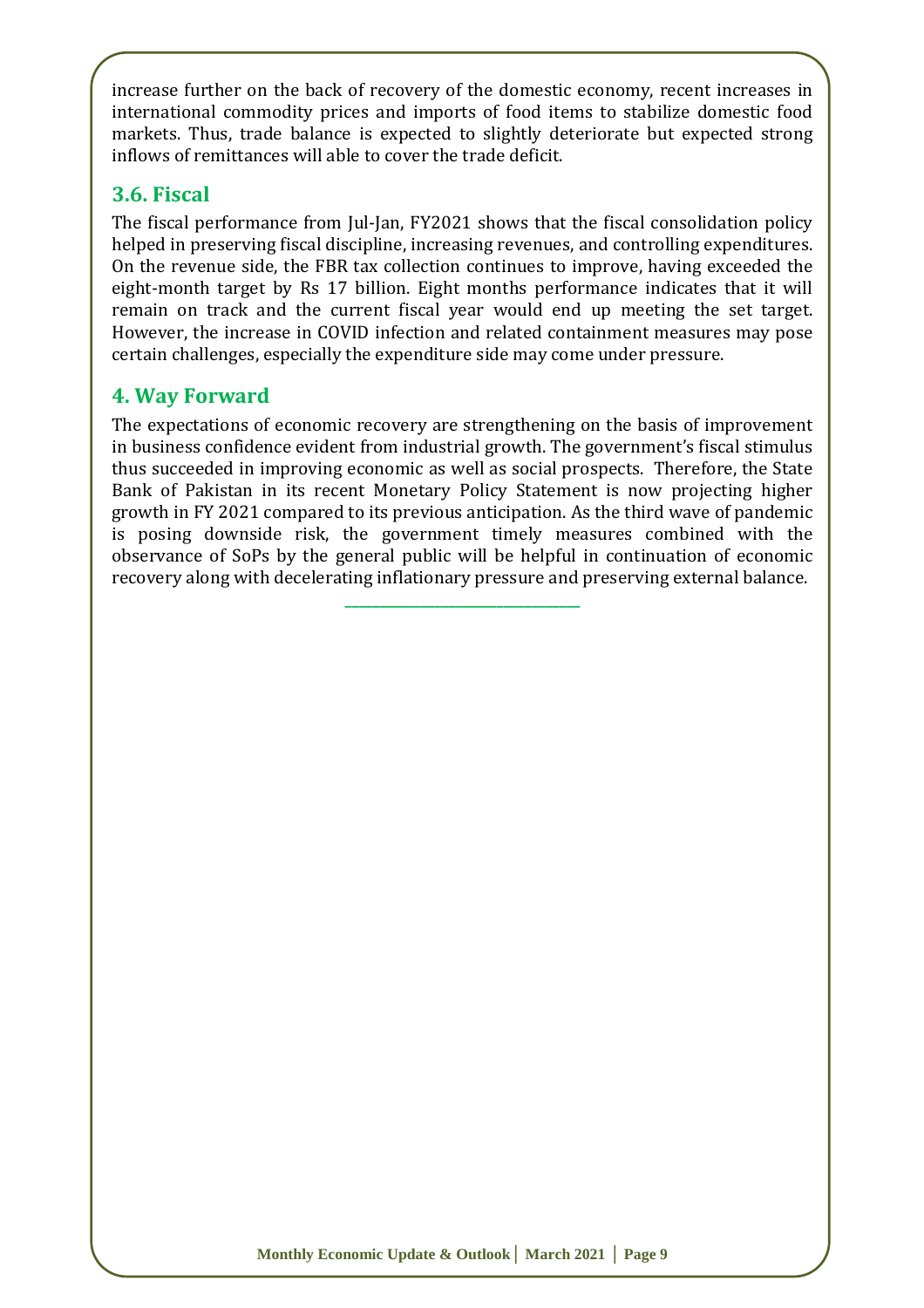increase further on the back of recovery of the domestic economy, recent increases in international commodity prices and imports of food items to stabilize domestic food markets. Thus, trade balance is expected to slightly deteriorate but expected strong inflows of remittances will able to cover the trade deficit.

## 3.6. Fiscal

The fiscal performance from Jul-Jan, FY2021 shows that the fiscal consolidation policy helped in preserving fiscal discipline, increasing revenues, and controlling expenditures. On the revenue side, the FBR tax collection continues to improve, having exceeded the eight-month target by Rs 17 billion. Eight months performance indicates that it will remain on track and the current fiscal year would end up meeting the set target. However, the increase in COVID infection and related containment measures may pose certain challenges, especially the expenditure side may come under pressure.

# 4. Way Forward

The expectations of economic recovery are strengthening on the basis of improvement in business confidence evident from industrial growth. The government's fiscal stimulus thus succeeded in improving economic as well as social prospects. Therefore, the State Bank of Pakistan in its recent Monetary Policy Statement is now projecting higher growth in FY 2021 compared to its previous anticipation. As the third wave of pandemic is posing downside risk, the government timely measures combined with the observance of SoPs by the general public will be helpful in continuation of economic recovery along with decelerating inflationary pressure and preserving external balance.

---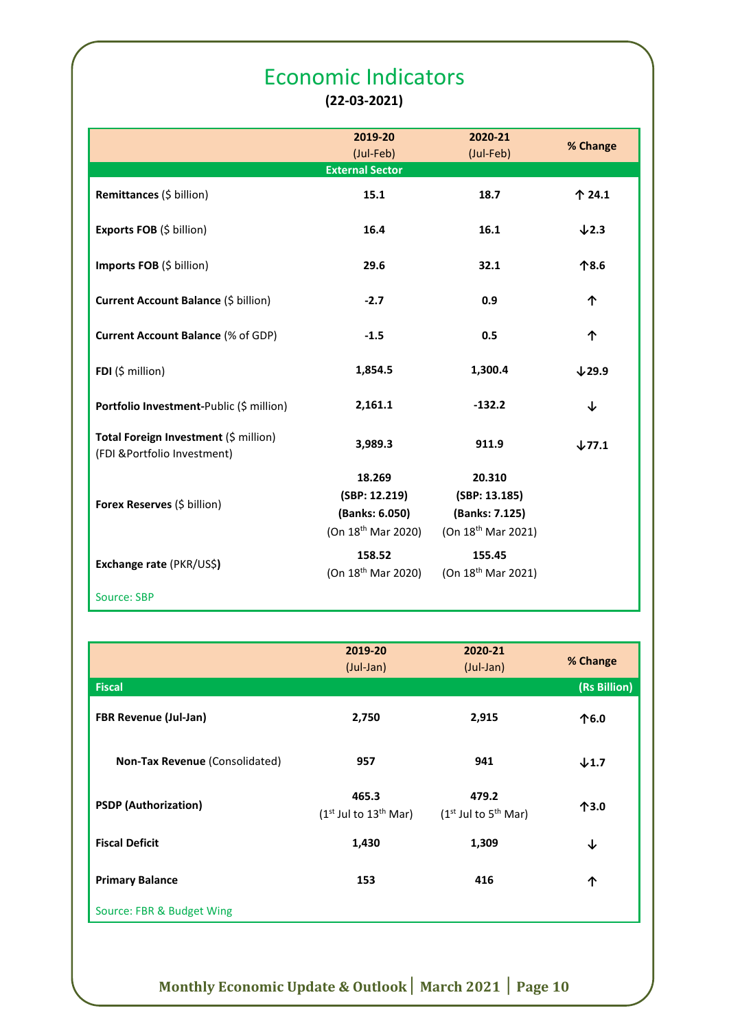# Economic Indicators

**(22-03-2021)**

| | 2019-20 (Jul-Feb) | 2020-21 (Jul-Feb) | % Change |
|---|---|---|---|
| **External Sector** | | | |
| **Remittances** ($ billion) | **15.1** | **18.7** | **↑ 24.1** |
| **Exports FOB** ($ billion) | **16.4** | **16.1** | **↓2.3** |
| **Imports FOB** ($ billion) | **29.6** | **32.1** | **↑8.6** |
| **Current Account Balance** ($ billion) | **-2.7** | **0.9** | **↑** |
| **Current Account Balance** (% of GDP) | **-1.5** | **0.5** | **↑** |
| **FDI** ($ million) | **1,854.5** | **1,300.4** | **↓29.9** |
| **Portfolio Investment**-Public ($ million) | **2,161.1** | **-132.2** | **↓** |
| **Total Foreign Investment** ($ million) (FDI &Portfolio Investment) | **3,989.3** | **911.9** | **↓77.1** |
| **Forex Reserves** ($ billion) | **18.269** **(SBP: 12.219)** **(Banks: 6.050)** (On 18th Mar 2020) | **20.310** **(SBP: 13.185)** **(Banks: 7.125)** (On 18th Mar 2021) | |
| **Exchange rate** (PKR/US$**)** | **158.52** (On 18th Mar 2020) | **155.45** (On 18th Mar 2021) | |

Source: SBP

| | 2019-20 (Jul-Jan) | 2020-21 (Jul-Jan) | % Change |
|---|---|---|---|
| **Fiscal** | | | **(Rs Billion)** |
| **FBR Revenue (Jul-Jan)** | **2,750** | **2,915** | **↑6.0** |
| **Non-Tax Revenue** (Consolidated) | **957** | **941** | **↓1.7** |
| **PSDP (Authorization)** | **465.3** (1st Jul to 13th Mar) | **479.2** (1st Jul to 5th Mar) | **↑3.0** |
| **Fiscal Deficit** | **1,430** | **1,309** | **↓** |
| **Primary Balance** | **153** | **416** | **↑** |

Source: FBR & Budget Wing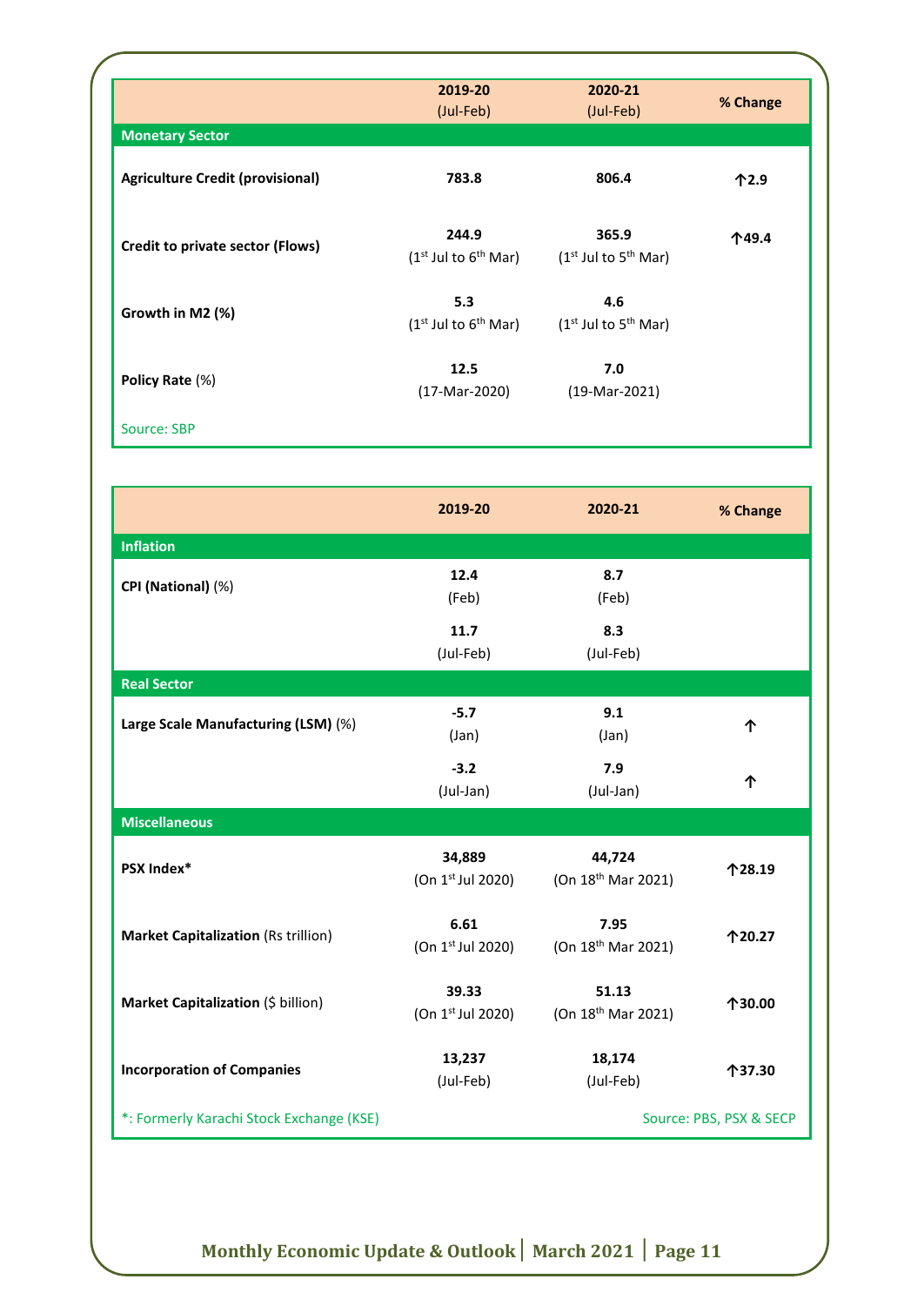| | 2019-20 (Jul-Feb) | 2020-21 (Jul-Feb) | % Change |
|---|---|---|---|
| **Monetary Sector** | | | |
| **Agriculture Credit (provisional)** | 783.8 | 806.4 | ↑2.9 |
| **Credit to private sector (Flows)** | 244.9 (1st Jul to 6th Mar) | 365.9 (1st Jul to 5th Mar) | ↑49.4 |
| **Growth in M2 (%)** | 5.3 (1st Jul to 6th Mar) | 4.6 (1st Jul to 5th Mar) | |
| **Policy Rate** (%) | 12.5 (17-Mar-2020) | 7.0 (19-Mar-2021) | |

Source: SBP

| | 2019-20 | 2020-21 | % Change |
|---|---|---|---|
| **Inflation** | | | |
| **CPI (National)** (%) | 12.4 (Feb) | 8.7 (Feb) | |
| | 11.7 (Jul-Feb) | 8.3 (Jul-Feb) | |
| **Real Sector** | | | |
| **Large Scale Manufacturing (LSM)** (%) | -5.7 (Jan) | 9.1 (Jan) | ↑ |
| | -3.2 (Jul-Jan) | 7.9 (Jul-Jan) | ↑ |
| **Miscellaneous** | | | |
| **PSX Index*** | 34,889 (On 1st Jul 2020) | 44,724 (On 18th Mar 2021) | ↑28.19 |
| **Market Capitalization** (Rs trillion) | 6.61 (On 1st Jul 2020) | 7.95 (On 18th Mar 2021) | ↑20.27 |
| **Market Capitalization** ($ billion) | 39.33 (On 1st Jul 2020) | 51.13 (On 18th Mar 2021) | ↑30.00 |
| **Incorporation of Companies** | 13,237 (Jul-Feb) | 18,174 (Jul-Feb) | ↑37.30 |

*: Formerly Karachi Stock Exchange (KSE)

Source: PBS, PSX & SECP